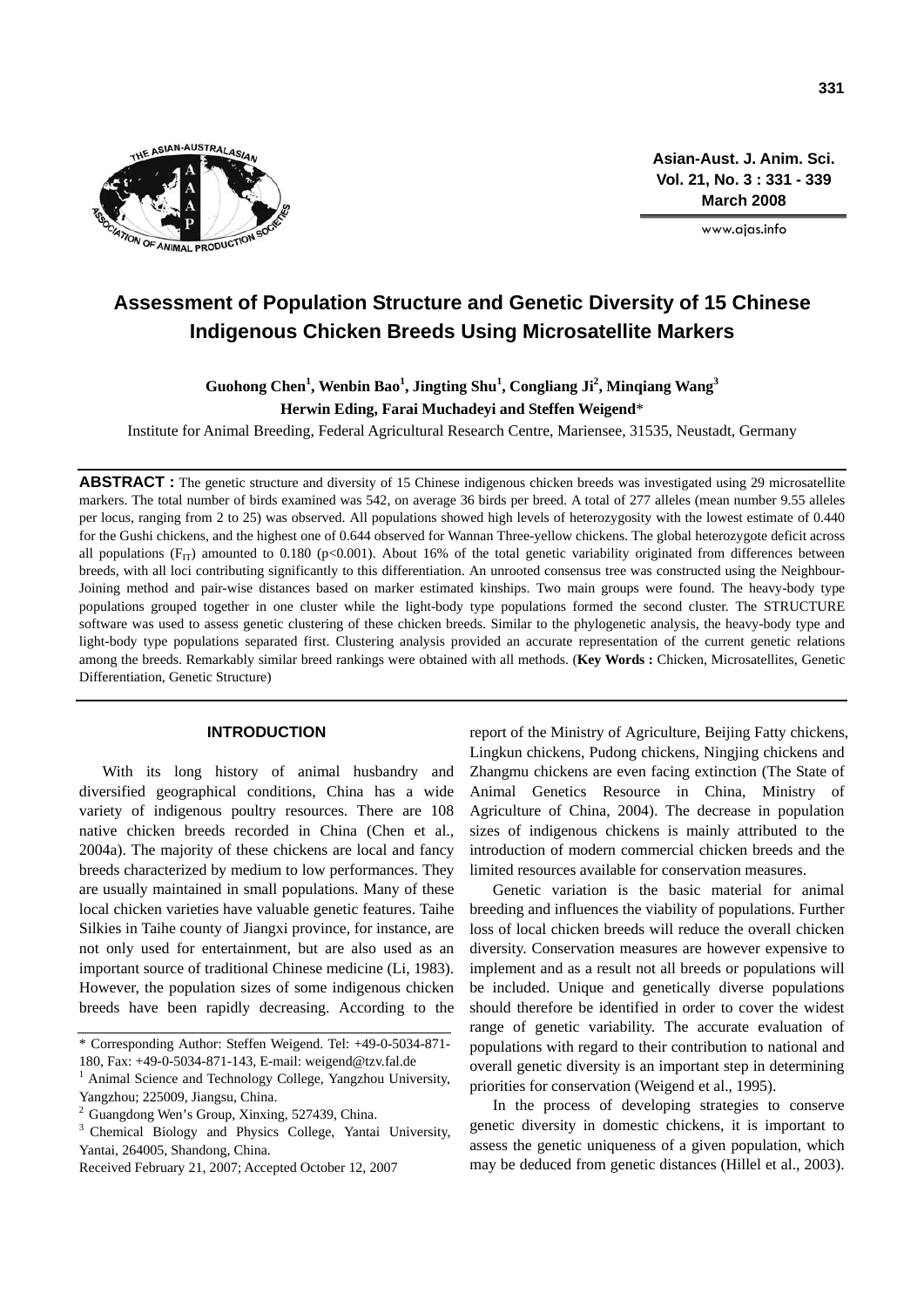# Assessment of Population Structure and Genetic Diversity of 15 Chinese Indigenous Chicken Breeds Using Microsatellite Markers

**Guohong Chen[1], Wenbin Bao[1], Jingting Shu[1], Congliang Ji[2], Minqiang Wang[3]**
**Herwin Eding, Farai Muchadeyi and Steffen Weigend***

Institute for Animal Breeding, Federal Agricultural Research Centre, Mariensee, 31535, Neustadt, Germany

**ABSTRACT :** The genetic structure and diversity of 15 Chinese indigenous chicken breeds was investigated using 29 microsatellite markers. The total number of birds examined was 542, on average 36 birds per breed. A total of 277 alleles (mean number 9.55 alleles per locus, ranging from 2 to 25) was observed. All populations showed high levels of heterozygosity with the lowest estimate of 0.440 for the Gushi chickens, and the highest one of 0.644 observed for Wannan Three-yellow chickens. The global heterozygote deficit across all populations ($F_{IT}$) amounted to 0.180 ($p<0.001$). About 16% of the total genetic variability originated from differences between breeds, with all loci contributing significantly to this differentiation. An unrooted consensus tree was constructed using the Neighbour-Joining method and pair-wise distances based on marker estimated kinships. Two main groups were found. The heavy-body type populations grouped together in one cluster while the light-body type populations formed the second cluster. The STRUCTURE software was used to assess genetic clustering of these chicken breeds. Similar to the phylogenetic analysis, the heavy-body type and light-body type populations separated first. Clustering analysis provided an accurate representation of the current genetic relations among the breeds. Remarkably similar breed rankings were obtained with all methods. (**Key Words :** Chicken, Microsatellites, Genetic Differentiation, Genetic Structure)

## INTRODUCTION

With its long history of animal husbandry and diversified geographical conditions, China has a wide variety of indigenous poultry resources. There are 108 native chicken breeds recorded in China (Chen et al., 2004a). The majority of these chickens are local and fancy breeds characterized by medium to low performances. They are usually maintained in small populations. Many of these local chicken varieties have valuable genetic features. Taihe Silkies in Taihe county of Jiangxi province, for instance, are not only used for entertainment, but are also used as an important source of traditional Chinese medicine (Li, 1983). However, the population sizes of some indigenous chicken breeds have been rapidly decreasing. According to the report of the Ministry of Agriculture, Beijing Fatty chickens, Lingkun chickens, Pudong chickens, Ningjing chickens and Zhangmu chickens are even facing extinction (The State of Animal Genetics Resource in China, Ministry of Agriculture of China, 2004). The decrease in population sizes of indigenous chickens is mainly attributed to the introduction of modern commercial chicken breeds and the limited resources available for conservation measures.

Genetic variation is the basic material for animal breeding and influences the viability of populations. Further loss of local chicken breeds will reduce the overall chicken diversity. Conservation measures are however expensive to implement and as a result not all breeds or populations will be included. Unique and genetically diverse populations should therefore be identified in order to cover the widest range of genetic variability. The accurate evaluation of populations with regard to their contribution to national and overall genetic diversity is an important step in determining priorities for conservation (Weigend et al., 1995).

In the process of developing strategies to conserve genetic diversity in domestic chickens, it is important to assess the genetic uniqueness of a given population, which may be deduced from genetic distances (Hillel et al., 2003).

---

* Corresponding Author: Steffen Weigend. Tel: +49-0-5034-871-180, Fax: +49-0-5034-871-143, E-mail: weigend@tzv.fal.de

[1] Animal Science and Technology College, Yangzhou University, Yangzhou; 225009, Jiangsu, China.

[2] Guangdong Wen's Group, Xinxing, 527439, China.

[3] Chemical Biology and Physics College, Yantai University, Yantai, 264005, Shandong, China.

Received February 21, 2007; Accepted October 12, 2007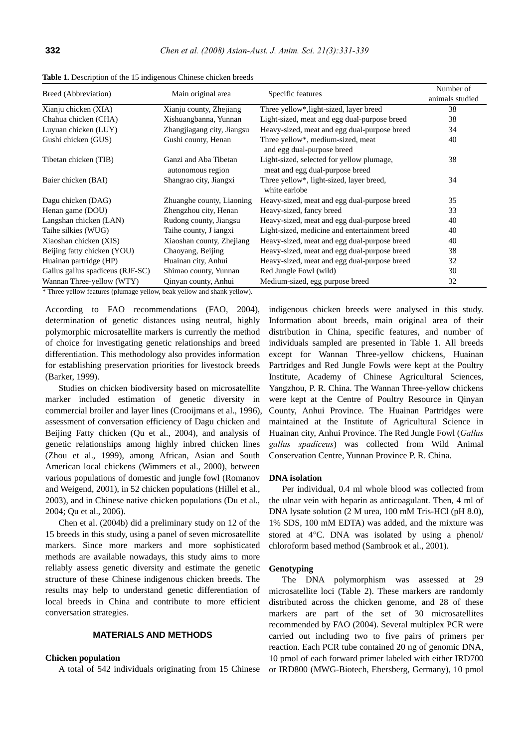**Table 1.** Description of the 15 indigenous Chinese chicken breeds

| Breed (Abbreviation) | Main original area | Specific features | Number of animals studied |
|---|---|---|---|
| Xianju chicken (XIA) | Xianju county, Zhejiang | Three yellow*,light-sized, layer breed | 38 |
| Chahua chicken (CHA) | Xishuangbanna, Yunnan | Light-sized, meat and egg dual-purpose breed | 38 |
| Luyuan chicken (LUY) | Zhangjiagang city, Jiangsu | Heavy-sized, meat and egg dual-purpose breed | 34 |
| Gushi chicken (GUS) | Gushi county, Henan | Three yellow*, medium-sized, meat and egg dual-purpose breed | 40 |
| Tibetan chicken (TIB) | Ganzi and Aba Tibetan autonomous region | Light-sized, selected for yellow plumage, meat and egg dual-purpose breed | 38 |
| Baier chicken (BAI) | Shangrao city, Jiangxi | Three yellow*, light-sized, layer breed, white earlobe | 34 |
| Dagu chicken (DAG) | Zhuanghe county, Liaoning | Heavy-sized, meat and egg dual-purpose breed | 35 |
| Henan game (DOU) | Zhengzhou city, Henan | Heavy-sized, fancy breed | 33 |
| Langshan chicken (LAN) | Rudong county, Jiangsu | Heavy-sized, meat and egg dual-purpose breed | 40 |
| Taihe silkies (WUG) | Taihe county, J iangxi | Light-sized, medicine and entertainment breed | 40 |
| Xiaoshan chicken (XIS) | Xiaoshan county, Zhejiang | Heavy-sized, meat and egg dual-purpose breed | 40 |
| Beijing fatty chicken (YOU) | Chaoyang, Beijing | Heavy-sized, meat and egg dual-purpose breed | 38 |
| Huainan partridge (HP) | Huainan city, Anhui | Heavy-sized, meat and egg dual-purpose breed | 32 |
| Gallus gallus spadiceus (RJF-SC) | Shimao county, Yunnan | Red Jungle Fowl (wild) | 30 |
| Wannan Three-yellow (WTY) | Qinyan county, Anhui | Medium-sized, egg purpose breed | 32 |

\* Three yellow features (plumage yellow, beak yellow and shank yellow).

According to FAO recommendations (FAO, 2004), determination of genetic distances using neutral, highly polymorphic microsatellite markers is currently the method of choice for investigating genetic relationships and breed differentiation. This methodology also provides information for establishing preservation priorities for livestock breeds (Barker, 1999).

Studies on chicken biodiversity based on microsatellite marker included estimation of genetic diversity in commercial broiler and layer lines (Crooijmans et al., 1996), assessment of conversation efficiency of Dagu chicken and Beijing Fatty chicken (Qu et al., 2004), and analysis of genetic relationships among highly inbred chicken lines (Zhou et al., 1999), among African, Asian and South American local chickens (Wimmers et al., 2000), between various populations of domestic and jungle fowl (Romanov and Weigend, 2001), in 52 chicken populations (Hillel et al., 2003), and in Chinese native chicken populations (Du et al., 2004; Qu et al., 2006).

Chen et al. (2004b) did a preliminary study on 12 of the 15 breeds in this study, using a panel of seven microsatellite markers. Since more markers and more sophisticated methods are available nowadays, this study aims to more reliably assess genetic diversity and estimate the genetic structure of these Chinese indigenous chicken breeds. The results may help to understand genetic differentiation of local breeds in China and contribute to more efficient conversation strategies.

## MATERIALS AND METHODS

### Chicken population

A total of 542 individuals originating from 15 Chinese indigenous chicken breeds were analysed in this study. Information about breeds, main original area of their distribution in China, specific features, and number of individuals sampled are presented in Table 1. All breeds except for Wannan Three-yellow chickens, Huainan Partridges and Red Jungle Fowls were kept at the Poultry Institute, Academy of Chinese Agricultural Sciences, Yangzhou, P. R. China. The Wannan Three-yellow chickens were kept at the Centre of Poultry Resource in Qinyan County, Anhui Province. The Huainan Partridges were maintained at the Institute of Agricultural Science in Huainan city, Anhui Province. The Red Jungle Fowl (*Gallus gallus spadiceus*) was collected from Wild Animal Conservation Centre, Yunnan Province P. R. China.

### DNA isolation

Per individual, 0.4 ml whole blood was collected from the ulnar vein with heparin as anticoagulant. Then, 4 ml of DNA lysate solution (2 M urea, 100 mM Tris-HCl (pH 8.0), 1% SDS, 100 mM EDTA) was added, and the mixture was stored at 4°C. DNA was isolated by using a phenol/chloroform based method (Sambrook et al., 2001).

### Genotyping

The DNA polymorphism was assessed at 29 microsatellite loci (Table 2). These markers are randomly distributed across the chicken genome, and 28 of these markers are part of the set of 30 microsatellites recommended by FAO (2004). Several multiplex PCR were carried out including two to five pairs of primers per reaction. Each PCR tube contained 20 ng of genomic DNA, 10 pmol of each forward primer labeled with either IRD700 or IRD800 (MWG-Biotech, Ebersberg, Germany), 10 pmol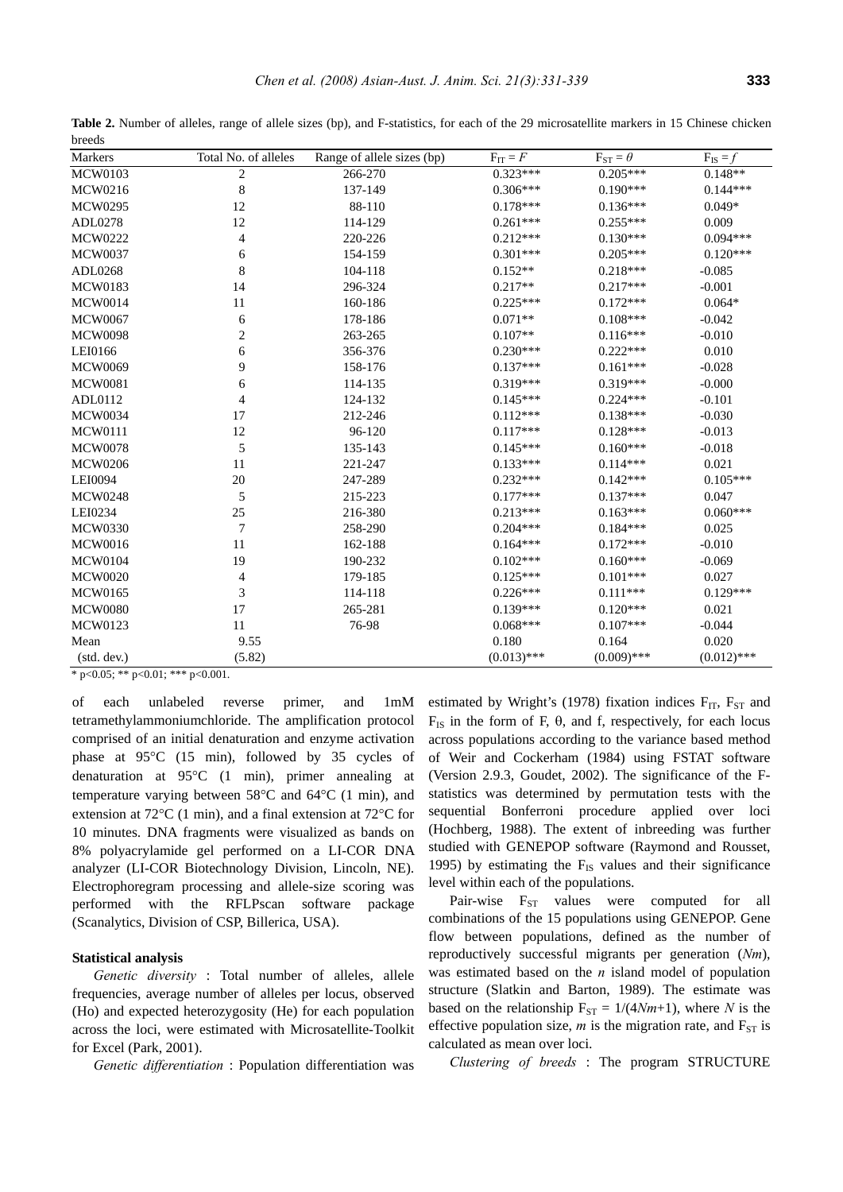**Table 2.** Number of alleles, range of allele sizes (bp), and F-statistics, for each of the 29 microsatellite markers in 15 Chinese chicken breeds

| Markers | Total No. of alleles | Range of allele sizes (bp) | $F_{IT} = F$ | $F_{ST} = \theta$ | $F_{IS} = f$ |
|---|---|---|---|---|---|
| MCW0103 | 2 | 266-270 | 0.323*** | 0.205*** | 0.148** |
| MCW0216 | 8 | 137-149 | 0.306*** | 0.190*** | 0.144*** |
| MCW0295 | 12 | 88-110 | 0.178*** | 0.136*** | 0.049* |
| ADL0278 | 12 | 114-129 | 0.261*** | 0.255*** | 0.009 |
| MCW0222 | 4 | 220-226 | 0.212*** | 0.130*** | 0.094*** |
| MCW0037 | 6 | 154-159 | 0.301*** | 0.205*** | 0.120*** |
| ADL0268 | 8 | 104-118 | 0.152** | 0.218*** | -0.085 |
| MCW0183 | 14 | 296-324 | 0.217** | 0.217*** | -0.001 |
| MCW0014 | 11 | 160-186 | 0.225*** | 0.172*** | 0.064* |
| MCW0067 | 6 | 178-186 | 0.071** | 0.108*** | -0.042 |
| MCW0098 | 2 | 263-265 | 0.107** | 0.116*** | -0.010 |
| LEI0166 | 6 | 356-376 | 0.230*** | 0.222*** | 0.010 |
| MCW0069 | 9 | 158-176 | 0.137*** | 0.161*** | -0.028 |
| MCW0081 | 6 | 114-135 | 0.319*** | 0.319*** | -0.000 |
| ADL0112 | 4 | 124-132 | 0.145*** | 0.224*** | -0.101 |
| MCW0034 | 17 | 212-246 | 0.112*** | 0.138*** | -0.030 |
| MCW0111 | 12 | 96-120 | 0.117*** | 0.128*** | -0.013 |
| MCW0078 | 5 | 135-143 | 0.145*** | 0.160*** | -0.018 |
| MCW0206 | 11 | 221-247 | 0.133*** | 0.114*** | 0.021 |
| LEI0094 | 20 | 247-289 | 0.232*** | 0.142*** | 0.105*** |
| MCW0248 | 5 | 215-223 | 0.177*** | 0.137*** | 0.047 |
| LEI0234 | 25 | 216-380 | 0.213*** | 0.163*** | 0.060*** |
| MCW0330 | 7 | 258-290 | 0.204*** | 0.184*** | 0.025 |
| MCW0016 | 11 | 162-188 | 0.164*** | 0.172*** | -0.010 |
| MCW0104 | 19 | 190-232 | 0.102*** | 0.160*** | -0.069 |
| MCW0020 | 4 | 179-185 | 0.125*** | 0.101*** | 0.027 |
| MCW0165 | 3 | 114-118 | 0.226*** | 0.111*** | 0.129*** |
| MCW0080 | 17 | 265-281 | 0.139*** | 0.120*** | 0.021 |
| MCW0123 | 11 | 76-98 | 0.068*** | 0.107*** | -0.044 |
| Mean | 9.55 | | 0.180 | 0.164 | 0.020 |
| (std. dev.) | (5.82) | | (0.013)*** | (0.009)*** | (0.012)*** |

* p<0.05; ** p<0.01; *** p<0.001.

of each unlabeled reverse primer, and 1mM tetramethylammoniumchloride. The amplification protocol comprised of an initial denaturation and enzyme activation phase at 95°C (15 min), followed by 35 cycles of denaturation at 95°C (1 min), primer annealing at temperature varying between 58°C and 64°C (1 min), and extension at 72°C (1 min), and a final extension at 72°C for 10 minutes. DNA fragments were visualized as bands on 8% polyacrylamide gel performed on a LI-COR DNA analyzer (LI-COR Biotechnology Division, Lincoln, NE). Electrophoregram processing and allele-size scoring was performed with the RFLPscan software package (Scanalytics, Division of CSP, Billerica, USA).

#### Statistical analysis

*Genetic diversity* : Total number of alleles, allele frequencies, average number of alleles per locus, observed (Ho) and expected heterozygosity (He) for each population across the loci, were estimated with Microsatellite-Toolkit for Excel (Park, 2001).

*Genetic differentiation* : Population differentiation was estimated by Wright's (1978) fixation indices $F_{IT}$, $F_{ST}$ and $F_{IS}$ in the form of F, θ, and f, respectively, for each locus across populations according to the variance based method of Weir and Cockerham (1984) using FSTAT software (Version 2.9.3, Goudet, 2002). The significance of the F-statistics was determined by permutation tests with the sequential Bonferroni procedure applied over loci (Hochberg, 1988). The extent of inbreeding was further studied with GENEPOP software (Raymond and Rousset, 1995) by estimating the $F_{IS}$ values and their significance level within each of the populations.

Pair-wise $F_{ST}$ values were computed for all combinations of the 15 populations using GENEPOP. Gene flow between populations, defined as the number of reproductively successful migrants per generation (*Nm*), was estimated based on the *n* island model of population structure (Slatkin and Barton, 1989). The estimate was based on the relationship $F_{ST} = 1/(4Nm+1)$, where *N* is the effective population size, *m* is the migration rate, and $F_{ST}$ is calculated as mean over loci.

*Clustering of breeds* : The program STRUCTURE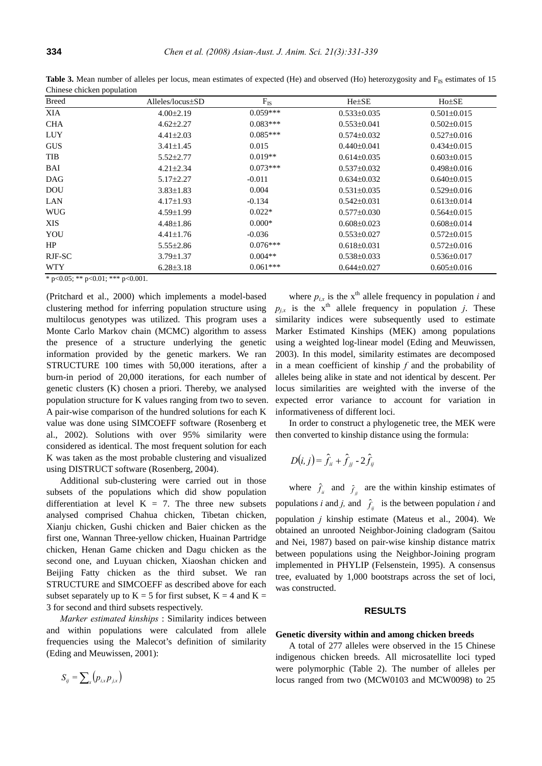**Table 3.** Mean number of alleles per locus, mean estimates of expected (He) and observed (Ho) heterozygosity and $F_{IS}$ estimates of 15 Chinese chicken population

| Breed | Alleles/locus±SD | $F_{IS}$ | He±SE | Ho±SE |
|---|---|---|---|---|
| XIA | 4.00±2.19 | 0.059*** | 0.533±0.035 | 0.501±0.015 |
| CHA | 4.62±2.27 | 0.083*** | 0.553±0.041 | 0.502±0.015 |
| LUY | 4.41±2.03 | 0.085*** | 0.574±0.032 | 0.527±0.016 |
| GUS | 3.41±1.45 | 0.015 | 0.440±0.041 | 0.434±0.015 |
| TIB | 5.52±2.77 | 0.019** | 0.614±0.035 | 0.603±0.015 |
| BAI | 4.21±2.34 | 0.073*** | 0.537±0.032 | 0.498±0.016 |
| DAG | 5.17±2.27 | -0.011 | 0.634±0.032 | 0.640±0.015 |
| DOU | 3.83±1.83 | 0.004 | 0.531±0.035 | 0.529±0.016 |
| LAN | 4.17±1.93 | -0.134 | 0.542±0.031 | 0.613±0.014 |
| WUG | 4.59±1.99 | 0.022* | 0.577±0.030 | 0.564±0.015 |
| XIS | 4.48±1.86 | 0.000* | 0.608±0.023 | 0.608±0.014 |
| YOU | 4.41±1.76 | -0.036 | 0.553±0.027 | 0.572±0.015 |
| HP | 5.55±2.86 | 0.076*** | 0.618±0.031 | 0.572±0.016 |
| RJF-SC | 3.79±1.37 | 0.004** | 0.538±0.033 | 0.536±0.017 |
| WTY | 6.28±3.18 | 0.061*** | 0.644±0.027 | 0.605±0.016 |

* p<0.05; ** p<0.01; *** p<0.001.

(Pritchard et al., 2000) which implements a model-based clustering method for inferring population structure using multilocus genotypes was utilized. This program uses a Monte Carlo Markov chain (MCMC) algorithm to assess the presence of a structure underlying the genetic information provided by the genetic markers. We ran STRUCTURE 100 times with 50,000 iterations, after a burn-in period of 20,000 iterations, for each number of genetic clusters (K) chosen a priori. Thereby, we analysed population structure for K values ranging from two to seven. A pair-wise comparison of the hundred solutions for each K value was done using SIMCOEFF software (Rosenberg et al., 2002). Solutions with over 95% similarity were considered as identical. The most frequent solution for each K was taken as the most probable clustering and visualized using DISTRUCT software (Rosenberg, 2004).

Additional sub-clustering were carried out in those subsets of the populations which did show population differentiation at level K = 7. The three new subsets analysed comprised Chahua chicken, Tibetan chicken, Xianju chicken, Gushi chicken and Baier chicken as the first one, Wannan Three-yellow chicken, Huainan Partridge chicken, Henan Game chicken and Dagu chicken as the second one, and Luyuan chicken, Xiaoshan chicken and Beijing Fatty chicken as the third subset. We ran STRUCTURE and SIMCOEFF as described above for each subset separately up to K = 5 for first subset, K = 4 and K = 3 for second and third subsets respectively.

*Marker estimated kinships* : Similarity indices between and within populations were calculated from allele frequencies using the Malecot's definition of similarity (Eding and Meuwissen, 2001):

$$S_{ij} = \sum_x \left(p_{i,x} p_{j,x}\right)$$

where $p_{i,x}$ is the x[th] allele frequency in population *i* and $p_{j,x}$ is the x[th] allele frequency in population *j*. These similarity indices were subsequently used to estimate Marker Estimated Kinships (MEK) among populations using a weighted log-linear model (Eding and Meuwissen, 2003). In this model, similarity estimates are decomposed in a mean coefficient of kinship *f* and the probability of alleles being alike in state and not identical by descent. Per locus similarities are weighted with the inverse of the expected error variance to account for variation in informativeness of different loci.

In order to construct a phylogenetic tree, the MEK were then converted to kinship distance using the formula:

$$D(i,j) = \hat{f}_{ii} + \hat{f}_{jj} - 2\hat{f}_{ij}$$

where $\hat{f}_{ii}$ and $\hat{f}_{jj}$ are the within kinship estimates of populations *i* and *j,* and $\hat{f}_{ij}$ is the between population *i* and population *j* kinship estimate (Mateus et al., 2004). We obtained an unrooted Neighbor-Joining cladogram (Saitou and Nei, 1987) based on pair-wise kinship distance matrix between populations using the Neighbor-Joining program implemented in PHYLIP (Felsenstein, 1995). A consensus tree, evaluated by 1,000 bootstraps across the set of loci, was constructed.

## RESULTS

### Genetic diversity within and among chicken breeds

A total of 277 alleles were observed in the 15 Chinese indigenous chicken breeds. All microsatellite loci typed were polymorphic (Table 2). The number of alleles per locus ranged from two (MCW0103 and MCW0098) to 25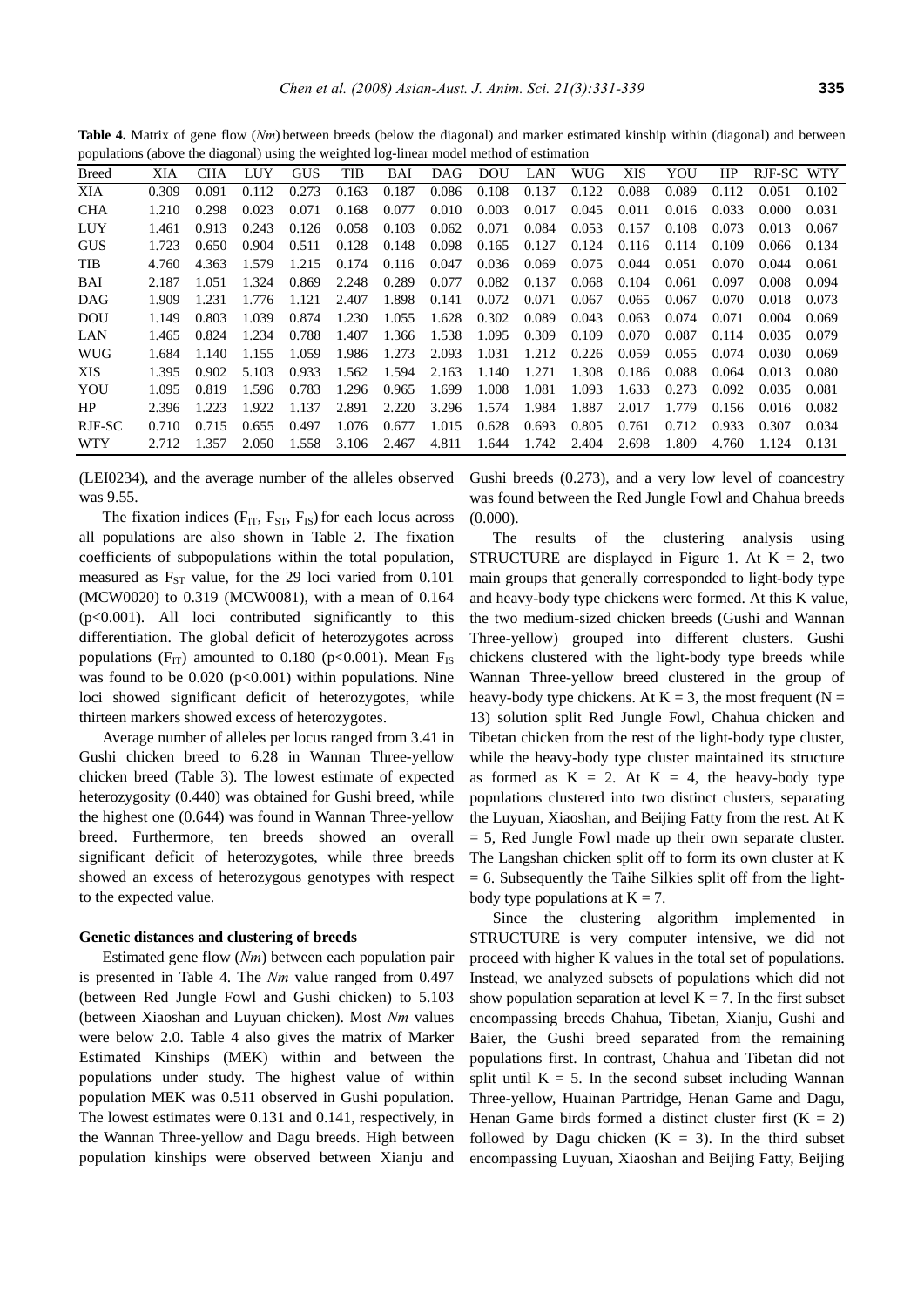**Table 4.** Matrix of gene flow (*Nm*) between breeds (below the diagonal) and marker estimated kinship within (diagonal) and between populations (above the diagonal) using the weighted log-linear model method of estimation

| Breed | XIA | CHA | LUY | GUS | TIB | BAI | DAG | DOU | LAN | WUG | XIS | YOU | HP | RJF-SC | WTY |
|---|---|---|---|---|---|---|---|---|---|---|---|---|---|---|---|
| XIA | 0.309 | 0.091 | 0.112 | 0.273 | 0.163 | 0.187 | 0.086 | 0.108 | 0.137 | 0.122 | 0.088 | 0.089 | 0.112 | 0.051 | 0.102 |
| CHA | 1.210 | 0.298 | 0.023 | 0.071 | 0.168 | 0.077 | 0.010 | 0.003 | 0.017 | 0.045 | 0.011 | 0.016 | 0.033 | 0.000 | 0.031 |
| LUY | 1.461 | 0.913 | 0.243 | 0.126 | 0.058 | 0.103 | 0.062 | 0.071 | 0.084 | 0.053 | 0.157 | 0.108 | 0.073 | 0.013 | 0.067 |
| GUS | 1.723 | 0.650 | 0.904 | 0.511 | 0.128 | 0.148 | 0.098 | 0.165 | 0.127 | 0.124 | 0.116 | 0.114 | 0.109 | 0.066 | 0.134 |
| TIB | 4.760 | 4.363 | 1.579 | 1.215 | 0.174 | 0.116 | 0.047 | 0.036 | 0.069 | 0.075 | 0.044 | 0.051 | 0.070 | 0.044 | 0.061 |
| BAI | 2.187 | 1.051 | 1.324 | 0.869 | 2.248 | 0.289 | 0.077 | 0.082 | 0.137 | 0.068 | 0.104 | 0.061 | 0.097 | 0.008 | 0.094 |
| DAG | 1.909 | 1.231 | 1.776 | 1.121 | 2.407 | 1.898 | 0.141 | 0.072 | 0.071 | 0.067 | 0.065 | 0.067 | 0.070 | 0.018 | 0.073 |
| DOU | 1.149 | 0.803 | 1.039 | 0.874 | 1.230 | 1.055 | 1.628 | 0.302 | 0.089 | 0.043 | 0.063 | 0.074 | 0.071 | 0.004 | 0.069 |
| LAN | 1.465 | 0.824 | 1.234 | 0.788 | 1.407 | 1.366 | 1.538 | 1.095 | 0.309 | 0.109 | 0.070 | 0.087 | 0.114 | 0.035 | 0.079 |
| WUG | 1.684 | 1.140 | 1.155 | 1.059 | 1.986 | 1.273 | 2.093 | 1.031 | 1.212 | 0.226 | 0.059 | 0.055 | 0.074 | 0.030 | 0.069 |
| XIS | 1.395 | 0.902 | 5.103 | 0.933 | 1.562 | 1.594 | 2.163 | 1.140 | 1.271 | 1.308 | 0.186 | 0.088 | 0.064 | 0.013 | 0.080 |
| YOU | 1.095 | 0.819 | 1.596 | 0.783 | 1.296 | 0.965 | 1.699 | 1.008 | 1.081 | 1.093 | 1.633 | 0.273 | 0.092 | 0.035 | 0.081 |
| HP | 2.396 | 1.223 | 1.922 | 1.137 | 2.891 | 2.220 | 3.296 | 1.574 | 1.984 | 1.887 | 2.017 | 1.779 | 0.156 | 0.016 | 0.082 |
| RJF-SC | 0.710 | 0.715 | 0.655 | 0.497 | 1.076 | 0.677 | 1.015 | 0.628 | 0.693 | 0.805 | 0.761 | 0.712 | 0.933 | 0.307 | 0.034 |
| WTY | 2.712 | 1.357 | 2.050 | 1.558 | 3.106 | 2.467 | 4.811 | 1.644 | 1.742 | 2.404 | 2.698 | 1.809 | 4.760 | 1.124 | 0.131 |

(LEI0234), and the average number of the alleles observed was 9.55.

The fixation indices ($F_{IT}$, $F_{ST}$, $F_{IS}$) for each locus across all populations are also shown in Table 2. The fixation coefficients of subpopulations within the total population, measured as $F_{ST}$ value, for the 29 loci varied from 0.101 (MCW0020) to 0.319 (MCW0081), with a mean of 0.164 ($p<0.001$). All loci contributed significantly to this differentiation. The global deficit of heterozygotes across populations ($F_{IT}$) amounted to 0.180 ($p<0.001$). Mean $F_{IS}$ was found to be 0.020 ($p<0.001$) within populations. Nine loci showed significant deficit of heterozygotes, while thirteen markers showed excess of heterozygotes.

Average number of alleles per locus ranged from 3.41 in Gushi chicken breed to 6.28 in Wannan Three-yellow chicken breed (Table 3). The lowest estimate of expected heterozygosity (0.440) was obtained for Gushi breed, while the highest one (0.644) was found in Wannan Three-yellow breed. Furthermore, ten breeds showed an overall significant deficit of heterozygotes, while three breeds showed an excess of heterozygous genotypes with respect to the expected value.

#### Genetic distances and clustering of breeds

Estimated gene flow (*Nm*) between each population pair is presented in Table 4. The *Nm* value ranged from 0.497 (between Red Jungle Fowl and Gushi chicken) to 5.103 (between Xiaoshan and Luyuan chicken). Most *Nm* values were below 2.0. Table 4 also gives the matrix of Marker Estimated Kinships (MEK) within and between the populations under study. The highest value of within population MEK was 0.511 observed in Gushi population. The lowest estimates were 0.131 and 0.141, respectively, in the Wannan Three-yellow and Dagu breeds. High between population kinships were observed between Xianju and Gushi breeds (0.273), and a very low level of coancestry was found between the Red Jungle Fowl and Chahua breeds (0.000).

The results of the clustering analysis using STRUCTURE are displayed in Figure 1. At $K = 2$, two main groups that generally corresponded to light-body type and heavy-body type chickens were formed. At this K value, the two medium-sized chicken breeds (Gushi and Wannan Three-yellow) grouped into different clusters. Gushi chickens clustered with the light-body type breeds while Wannan Three-yellow breed clustered in the group of heavy-body type chickens. At $K = 3$, the most frequent ($N = 13$) solution split Red Jungle Fowl, Chahua chicken and Tibetan chicken from the rest of the light-body type cluster, while the heavy-body type cluster maintained its structure as formed as $K = 2$. At $K = 4$, the heavy-body type populations clustered into two distinct clusters, separating the Luyuan, Xiaoshan, and Beijing Fatty from the rest. At $K = 5$, Red Jungle Fowl made up their own separate cluster. The Langshan chicken split off to form its own cluster at $K = 6$. Subsequently the Taihe Silkies split off from the light-body type populations at $K = 7$.

Since the clustering algorithm implemented in STRUCTURE is very computer intensive, we did not proceed with higher K values in the total set of populations. Instead, we analyzed subsets of populations which did not show population separation at level $K = 7$. In the first subset encompassing breeds Chahua, Tibetan, Xianju, Gushi and Baier, the Gushi breed separated from the remaining populations first. In contrast, Chahua and Tibetan did not split until $K = 5$. In the second subset including Wannan Three-yellow, Huainan Partridge, Henan Game and Dagu, Henan Game birds formed a distinct cluster first ($K = 2$) followed by Dagu chicken ($K = 3$). In the third subset encompassing Luyuan, Xiaoshan and Beijing Fatty, Beijing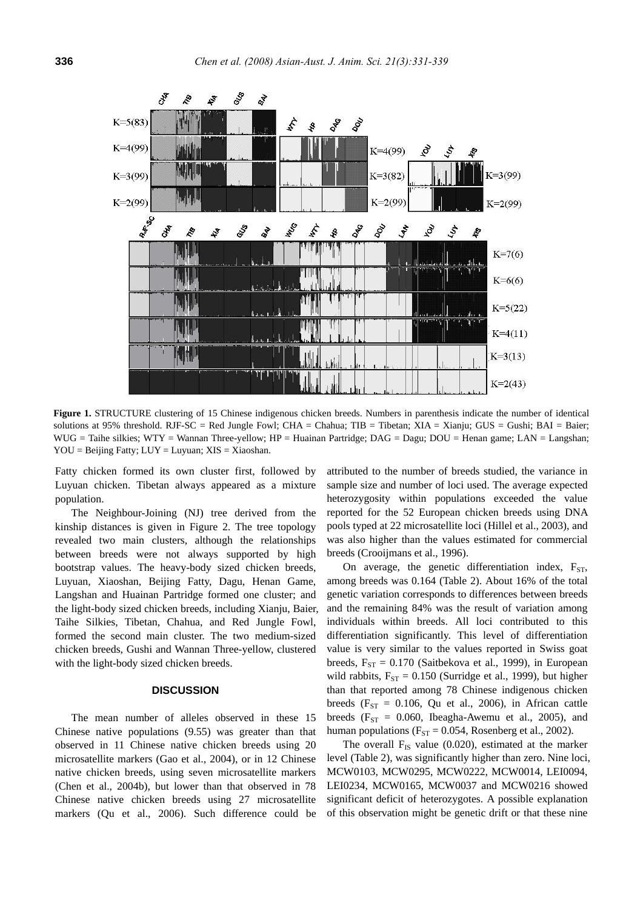**Figure 1.** STRUCTURE clustering of 15 Chinese indigenous chicken breeds. Numbers in parenthesis indicate the number of identical solutions at 95% threshold. RJF-SC = Red Jungle Fowl; CHA = Chahua; TIB = Tibetan; XIA = Xianju; GUS = Gushi; BAI = Baier; WUG = Taihe silkies; WTY = Wannan Three-yellow; HP = Huainan Partridge; DAG = Dagu; DOU = Henan game; LAN = Langshan; YOU = Beijing Fatty; LUY = Luyuan; XIS = Xiaoshan.

Fatty chicken formed its own cluster first, followed by Luyuan chicken. Tibetan always appeared as a mixture population.

The Neighbour-Joining (NJ) tree derived from the kinship distances is given in Figure 2. The tree topology revealed two main clusters, although the relationships between breeds were not always supported by high bootstrap values. The heavy-body sized chicken breeds, Luyuan, Xiaoshan, Beijing Fatty, Dagu, Henan Game, Langshan and Huainan Partridge formed one cluster; and the light-body sized chicken breeds, including Xianju, Baier, Taihe Silkies, Tibetan, Chahua, and Red Jungle Fowl, formed the second main cluster. The two medium-sized chicken breeds, Gushi and Wannan Three-yellow, clustered with the light-body sized chicken breeds.

## DISCUSSION

The mean number of alleles observed in these 15 Chinese native populations (9.55) was greater than that observed in 11 Chinese native chicken breeds using 20 microsatellite markers (Gao et al., 2004), or in 12 Chinese native chicken breeds, using seven microsatellite markers (Chen et al., 2004b), but lower than that observed in 78 Chinese native chicken breeds using 27 microsatellite markers (Qu et al., 2006). Such difference could be attributed to the number of breeds studied, the variance in sample size and number of loci used. The average expected heterozygosity within populations exceeded the value reported for the 52 European chicken breeds using DNA pools typed at 22 microsatellite loci (Hillel et al., 2003), and was also higher than the values estimated for commercial breeds (Crooijmans et al., 1996).

On average, the genetic differentiation index, $F_{ST}$, among breeds was 0.164 (Table 2). About 16% of the total genetic variation corresponds to differences between breeds and the remaining 84% was the result of variation among individuals within breeds. All loci contributed to this differentiation significantly. This level of differentiation value is very similar to the values reported in Swiss goat breeds, $F_{ST}$ = 0.170 (Saitbekova et al., 1999), in European wild rabbits, $F_{ST}$ = 0.150 (Surridge et al., 1999), but higher than that reported among 78 Chinese indigenous chicken breeds ($F_{ST}$ = 0.106, Qu et al., 2006), in African cattle breeds ($F_{ST}$ = 0.060, Ibeagha-Awemu et al., 2005), and human populations ($F_{ST}$ = 0.054, Rosenberg et al., 2002).

The overall $F_{IS}$ value (0.020), estimated at the marker level (Table 2), was significantly higher than zero. Nine loci, MCW0103, MCW0295, MCW0222, MCW0014, LEI0094, LEI0234, MCW0165, MCW0037 and MCW0216 showed significant deficit of heterozygotes. A possible explanation of this observation might be genetic drift or that these nine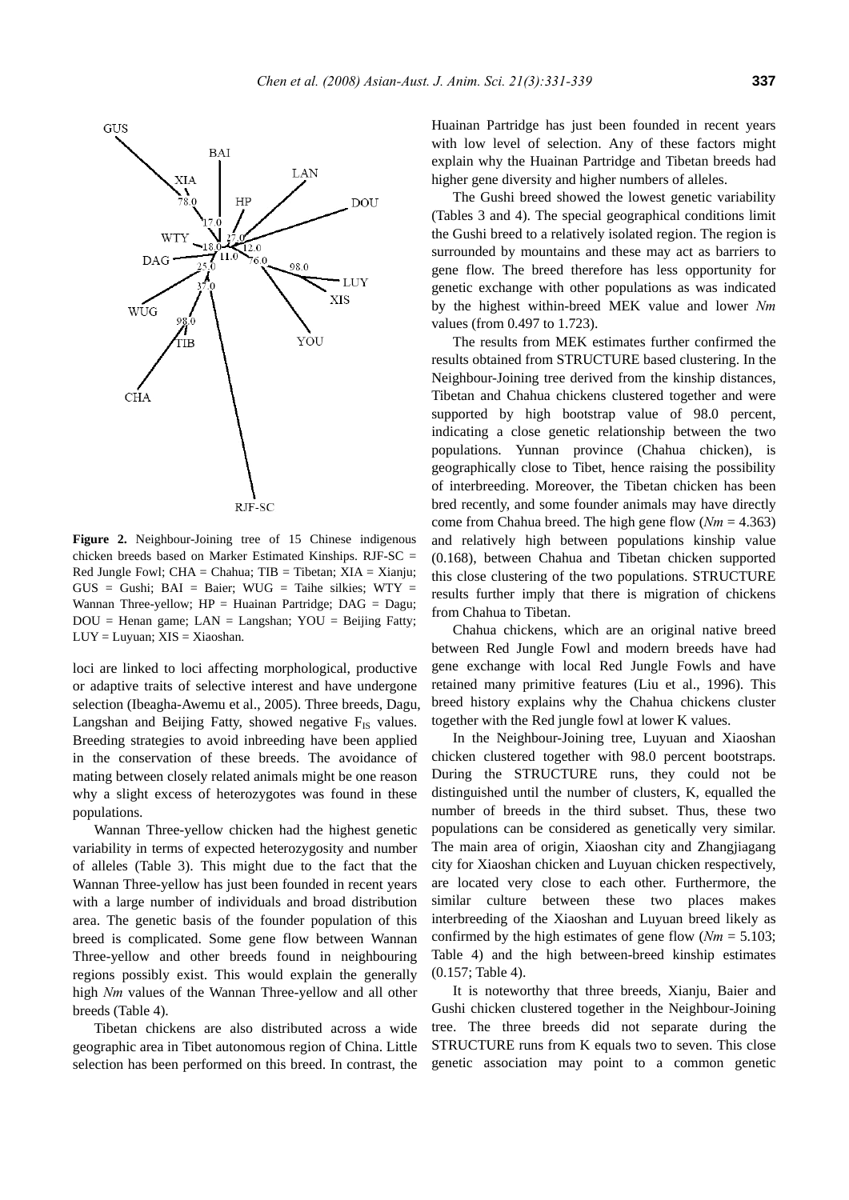**Figure 2.** Neighbour-Joining tree of 15 Chinese indigenous chicken breeds based on Marker Estimated Kinships. RJF-SC = Red Jungle Fowl; CHA = Chahua; TIB = Tibetan; XIA = Xianju; GUS = Gushi; BAI = Baier; WUG = Taihe silkies; WTY = Wannan Three-yellow; HP = Huainan Partridge; DAG = Dagu; DOU = Henan game; LAN = Langshan; YOU = Beijing Fatty; LUY = Luyuan; XIS = Xiaoshan.

loci are linked to loci affecting morphological, productive or adaptive traits of selective interest and have undergone selection (Ibeagha-Awemu et al., 2005). Three breeds, Dagu, Langshan and Beijing Fatty, showed negative $F_{IS}$ values. Breeding strategies to avoid inbreeding have been applied in the conservation of these breeds. The avoidance of mating between closely related animals might be one reason why a slight excess of heterozygotes was found in these populations.

Wannan Three-yellow chicken had the highest genetic variability in terms of expected heterozygosity and number of alleles (Table 3). This might due to the fact that the Wannan Three-yellow has just been founded in recent years with a large number of individuals and broad distribution area. The genetic basis of the founder population of this breed is complicated. Some gene flow between Wannan Three-yellow and other breeds found in neighbouring regions possibly exist. This would explain the generally high *Nm* values of the Wannan Three-yellow and all other breeds (Table 4).

Tibetan chickens are also distributed across a wide geographic area in Tibet autonomous region of China. Little selection has been performed on this breed. In contrast, the Huainan Partridge has just been founded in recent years with low level of selection. Any of these factors might explain why the Huainan Partridge and Tibetan breeds had higher gene diversity and higher numbers of alleles.

The Gushi breed showed the lowest genetic variability (Tables 3 and 4). The special geographical conditions limit the Gushi breed to a relatively isolated region. The region is surrounded by mountains and these may act as barriers to gene flow. The breed therefore has less opportunity for genetic exchange with other populations as was indicated by the highest within-breed MEK value and lower *Nm* values (from 0.497 to 1.723).

The results from MEK estimates further confirmed the results obtained from STRUCTURE based clustering. In the Neighbour-Joining tree derived from the kinship distances, Tibetan and Chahua chickens clustered together and were supported by high bootstrap value of 98.0 percent, indicating a close genetic relationship between the two populations. Yunnan province (Chahua chicken), is geographically close to Tibet, hence raising the possibility of interbreeding. Moreover, the Tibetan chicken has been bred recently, and some founder animals may have directly come from Chahua breed. The high gene flow (*Nm* = 4.363) and relatively high between populations kinship value (0.168), between Chahua and Tibetan chicken supported this close clustering of the two populations. STRUCTURE results further imply that there is migration of chickens from Chahua to Tibetan.

Chahua chickens, which are an original native breed between Red Jungle Fowl and modern breeds have had gene exchange with local Red Jungle Fowls and have retained many primitive features (Liu et al., 1996). This breed history explains why the Chahua chickens cluster together with the Red jungle fowl at lower K values.

In the Neighbour-Joining tree, Luyuan and Xiaoshan chicken clustered together with 98.0 percent bootstraps. During the STRUCTURE runs, they could not be distinguished until the number of clusters, K, equalled the number of breeds in the third subset. Thus, these two populations can be considered as genetically very similar. The main area of origin, Xiaoshan city and Zhangjiagang city for Xiaoshan chicken and Luyuan chicken respectively, are located very close to each other. Furthermore, the similar culture between these two places makes interbreeding of the Xiaoshan and Luyuan breed likely as confirmed by the high estimates of gene flow (*Nm* = 5.103; Table 4) and the high between-breed kinship estimates (0.157; Table 4).

It is noteworthy that three breeds, Xianju, Baier and Gushi chicken clustered together in the Neighbour-Joining tree. The three breeds did not separate during the STRUCTURE runs from K equals two to seven. This close genetic association may point to a common genetic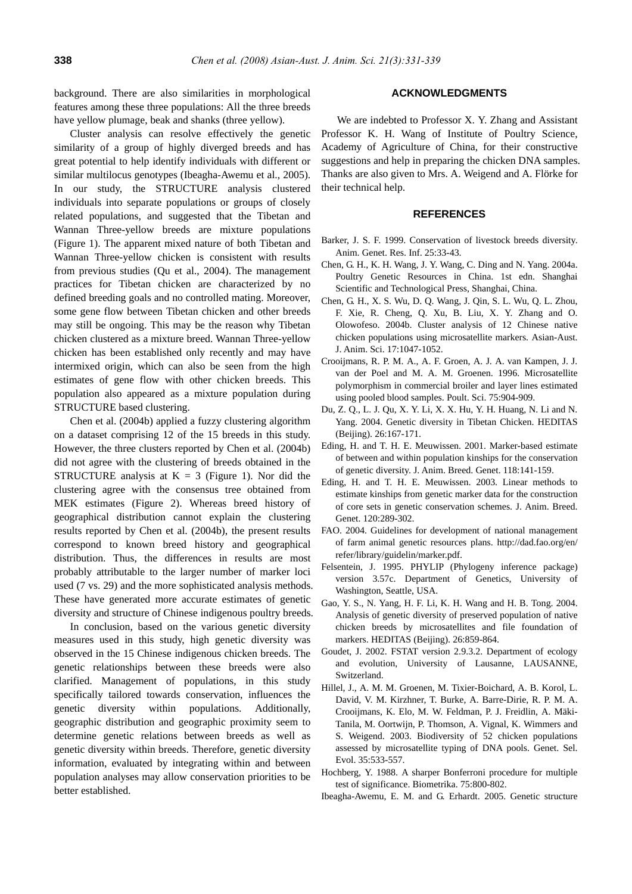background. There are also similarities in morphological features among these three populations: All the three breeds have yellow plumage, beak and shanks (three yellow).

Cluster analysis can resolve effectively the genetic similarity of a group of highly diverged breeds and has great potential to help identify individuals with different or similar multilocus genotypes (Ibeagha-Awemu et al., 2005). In our study, the STRUCTURE analysis clustered individuals into separate populations or groups of closely related populations, and suggested that the Tibetan and Wannan Three-yellow breeds are mixture populations (Figure 1). The apparent mixed nature of both Tibetan and Wannan Three-yellow chicken is consistent with results from previous studies (Qu et al., 2004). The management practices for Tibetan chicken are characterized by no defined breeding goals and no controlled mating. Moreover, some gene flow between Tibetan chicken and other breeds may still be ongoing. This may be the reason why Tibetan chicken clustered as a mixture breed. Wannan Three-yellow chicken has been established only recently and may have intermixed origin, which can also be seen from the high estimates of gene flow with other chicken breeds. This population also appeared as a mixture population during STRUCTURE based clustering.

Chen et al. (2004b) applied a fuzzy clustering algorithm on a dataset comprising 12 of the 15 breeds in this study. However, the three clusters reported by Chen et al. (2004b) did not agree with the clustering of breeds obtained in the STRUCTURE analysis at K = 3 (Figure 1). Nor did the clustering agree with the consensus tree obtained from MEK estimates (Figure 2). Whereas breed history of geographical distribution cannot explain the clustering results reported by Chen et al. (2004b), the present results correspond to known breed history and geographical distribution. Thus, the differences in results are most probably attributable to the larger number of marker loci used (7 vs. 29) and the more sophisticated analysis methods. These have generated more accurate estimates of genetic diversity and structure of Chinese indigenous poultry breeds.

In conclusion, based on the various genetic diversity measures used in this study, high genetic diversity was observed in the 15 Chinese indigenous chicken breeds. The genetic relationships between these breeds were also clarified. Management of populations, in this study specifically tailored towards conservation, influences the genetic diversity within populations. Additionally, geographic distribution and geographic proximity seem to determine genetic relations between breeds as well as genetic diversity within breeds. Therefore, genetic diversity information, evaluated by integrating within and between population analyses may allow conservation priorities to be better established.

## ACKNOWLEDGMENTS

We are indebted to Professor X. Y. Zhang and Assistant Professor K. H. Wang of Institute of Poultry Science, Academy of Agriculture of China, for their constructive suggestions and help in preparing the chicken DNA samples. Thanks are also given to Mrs. A. Weigend and A. Flörke for their technical help.

## REFERENCES

Barker, J. S. F. 1999. Conservation of livestock breeds diversity. Anim. Genet. Res. Inf. 25:33-43.

Chen, G. H., K. H. Wang, J. Y. Wang, C. Ding and N. Yang. 2004a. Poultry Genetic Resources in China. 1st edn. Shanghai Scientific and Technological Press, Shanghai, China.

Chen, G. H., X. S. Wu, D. Q. Wang, J. Qin, S. L. Wu, Q. L. Zhou, F. Xie, R. Cheng, Q. Xu, B. Liu, X. Y. Zhang and O. Olowofeso. 2004b. Cluster analysis of 12 Chinese native chicken populations using microsatellite markers. Asian-Aust. J. Anim. Sci. 17:1047-1052.

Crooijmans, R. P. M. A., A. F. Groen, A. J. A. van Kampen, J. J. van der Poel and M. A. M. Groenen. 1996. Microsatellite polymorphism in commercial broiler and layer lines estimated using pooled blood samples. Poult. Sci. 75:904-909.

Du, Z. Q., L. J. Qu, X. Y. Li, X. X. Hu, Y. H. Huang, N. Li and N. Yang. 2004. Genetic diversity in Tibetan Chicken. HEDITAS (Beijing). 26:167-171.

Eding, H. and T. H. E. Meuwissen. 2001. Marker-based estimate of between and within population kinships for the conservation of genetic diversity. J. Anim. Breed. Genet. 118:141-159.

Eding, H. and T. H. E. Meuwissen. 2003. Linear methods to estimate kinships from genetic marker data for the construction of core sets in genetic conservation schemes. J. Anim. Breed. Genet. 120:289-302.

FAO. 2004. Guidelines for development of national management of farm animal genetic resources plans. http://dad.fao.org/en/refer/library/guidelin/marker.pdf.

Felsentein, J. 1995. PHYLIP (Phylogeny inference package) version 3.57c. Department of Genetics, University of Washington, Seattle, USA.

Gao, Y. S., N. Yang, H. F. Li, K. H. Wang and H. B. Tong. 2004. Analysis of genetic diversity of preserved population of native chicken breeds by microsatellites and file foundation of markers. HEDITAS (Beijing). 26:859-864.

Goudet, J. 2002. FSTAT version 2.9.3.2. Department of ecology and evolution, University of Lausanne, LAUSANNE, Switzerland.

Hillel, J., A. M. M. Groenen, M. Tixier-Boichard, A. B. Korol, L. David, V. M. Kirzhner, T. Burke, A. Barre-Dirie, R. P. M. A. Crooijmans, K. Elo, M. W. Feldman, P. J. Freidlin, A. Mäki-Tanila, M. Oortwijn, P. Thomson, A. Vignal, K. Wimmers and S. Weigend. 2003. Biodiversity of 52 chicken populations assessed by microsatellite typing of DNA pools. Genet. Sel. Evol. 35:533-557.

Hochberg, Y. 1988. A sharper Bonferroni procedure for multiple test of significance. Biometrika. 75:800-802.

Ibeagha-Awemu, E. M. and G. Erhardt. 2005. Genetic structure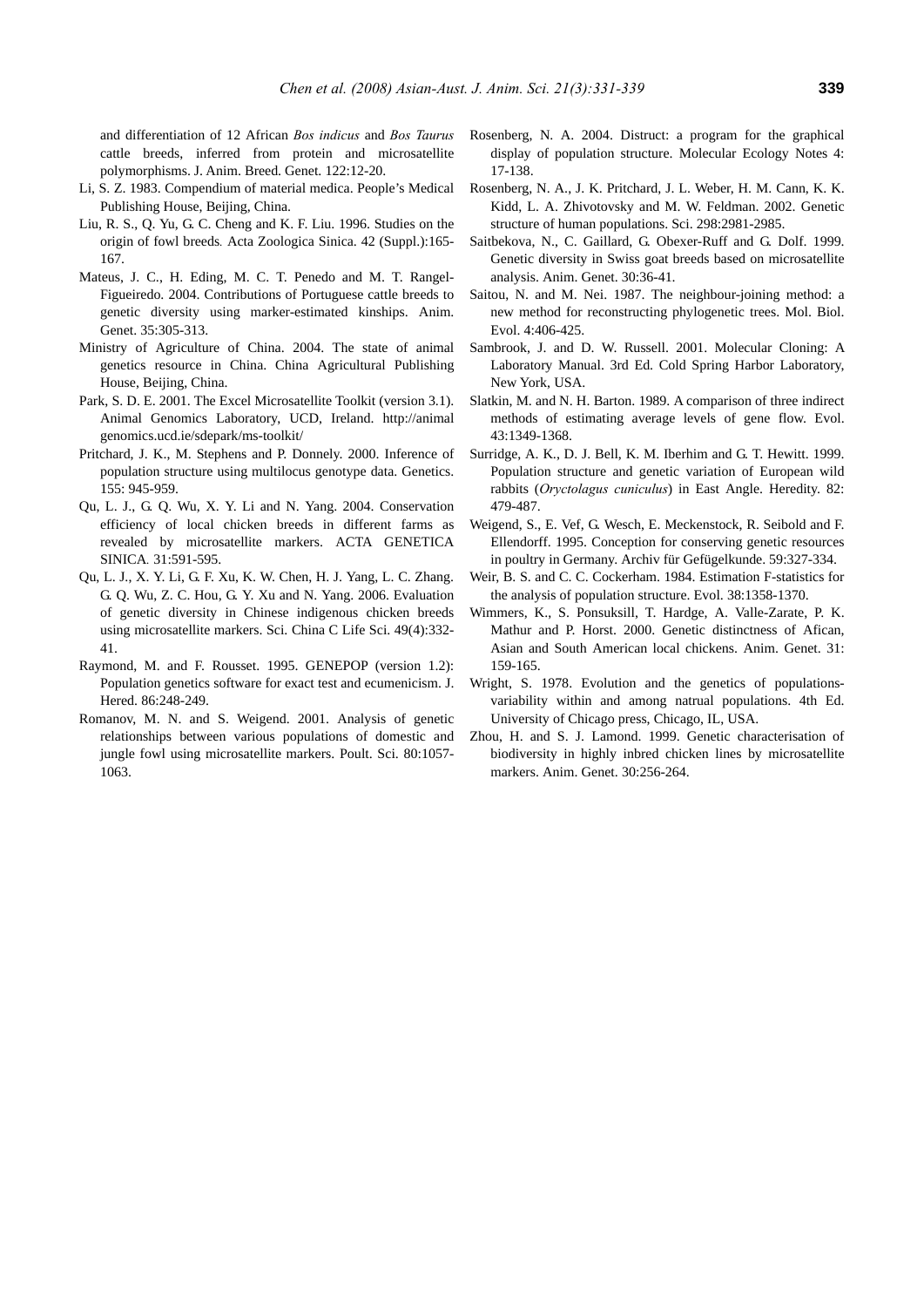and differentiation of 12 African *Bos indicus* and *Bos Taurus* cattle breeds, inferred from protein and microsatellite polymorphisms. J. Anim. Breed. Genet. 122:12-20.

Li, S. Z. 1983. Compendium of material medica. People's Medical Publishing House, Beijing, China.

Liu, R. S., Q. Yu, G. C. Cheng and K. F. Liu. 1996. Studies on the origin of fowl breeds. Acta Zoologica Sinica. 42 (Suppl.):165-167.

Mateus, J. C., H. Eding, M. C. T. Penedo and M. T. Rangel-Figueiredo. 2004. Contributions of Portuguese cattle breeds to genetic diversity using marker-estimated kinships. Anim. Genet. 35:305-313.

Ministry of Agriculture of China. 2004. The state of animal genetics resource in China. China Agricultural Publishing House, Beijing, China.

Park, S. D. E. 2001. The Excel Microsatellite Toolkit (version 3.1). Animal Genomics Laboratory, UCD, Ireland. http://animal genomics.ucd.ie/sdepark/ms-toolkit/

Pritchard, J. K., M. Stephens and P. Donnely. 2000. Inference of population structure using multilocus genotype data. Genetics. 155: 945-959.

Qu, L. J., G. Q. Wu, X. Y. Li and N. Yang. 2004. Conservation efficiency of local chicken breeds in different farms as revealed by microsatellite markers. ACTA GENETICA SINICA. 31:591-595.

Qu, L. J., X. Y. Li, G. F. Xu, K. W. Chen, H. J. Yang, L. C. Zhang. G. Q. Wu, Z. C. Hou, G. Y. Xu and N. Yang. 2006. Evaluation of genetic diversity in Chinese indigenous chicken breeds using microsatellite markers. Sci. China C Life Sci. 49(4):332-41.

Raymond, M. and F. Rousset. 1995. GENEPOP (version 1.2): Population genetics software for exact test and ecumenicism. J. Hered. 86:248-249.

Romanov, M. N. and S. Weigend. 2001. Analysis of genetic relationships between various populations of domestic and jungle fowl using microsatellite markers. Poult. Sci. 80:1057-1063.

Rosenberg, N. A. 2004. Distruct: a program for the graphical display of population structure. Molecular Ecology Notes 4: 17-138.

Rosenberg, N. A., J. K. Pritchard, J. L. Weber, H. M. Cann, K. K. Kidd, L. A. Zhivotovsky and M. W. Feldman. 2002. Genetic structure of human populations. Sci. 298:2981-2985.

Saitbekova, N., C. Gaillard, G. Obexer-Ruff and G. Dolf. 1999. Genetic diversity in Swiss goat breeds based on microsatellite analysis. Anim. Genet. 30:36-41.

Saitou, N. and M. Nei. 1987. The neighbour-joining method: a new method for reconstructing phylogenetic trees. Mol. Biol. Evol. 4:406-425.

Sambrook, J. and D. W. Russell. 2001. Molecular Cloning: A Laboratory Manual. 3rd Ed. Cold Spring Harbor Laboratory, New York, USA.

Slatkin, M. and N. H. Barton. 1989. A comparison of three indirect methods of estimating average levels of gene flow. Evol. 43:1349-1368.

Surridge, A. K., D. J. Bell, K. M. Iberhim and G. T. Hewitt. 1999. Population structure and genetic variation of European wild rabbits (*Oryctolagus cuniculus*) in East Angle. Heredity. 82: 479-487.

Weigend, S., E. Vef, G. Wesch, E. Meckenstock, R. Seibold and F. Ellendorff. 1995. Conception for conserving genetic resources in poultry in Germany. Archiv für Gefügelkunde. 59:327-334.

Weir, B. S. and C. C. Cockerham. 1984. Estimation F-statistics for the analysis of population structure. Evol. 38:1358-1370.

Wimmers, K., S. Ponsuksill, T. Hardge, A. Valle-Zarate, P. K. Mathur and P. Horst. 2000. Genetic distinctness of Afican, Asian and South American local chickens. Anim. Genet. 31: 159-165.

Wright, S. 1978. Evolution and the genetics of populations-variability within and among natrual populations. 4th Ed. University of Chicago press, Chicago, IL, USA.

Zhou, H. and S. J. Lamond. 1999. Genetic characterisation of biodiversity in highly inbred chicken lines by microsatellite markers. Anim. Genet. 30:256-264.